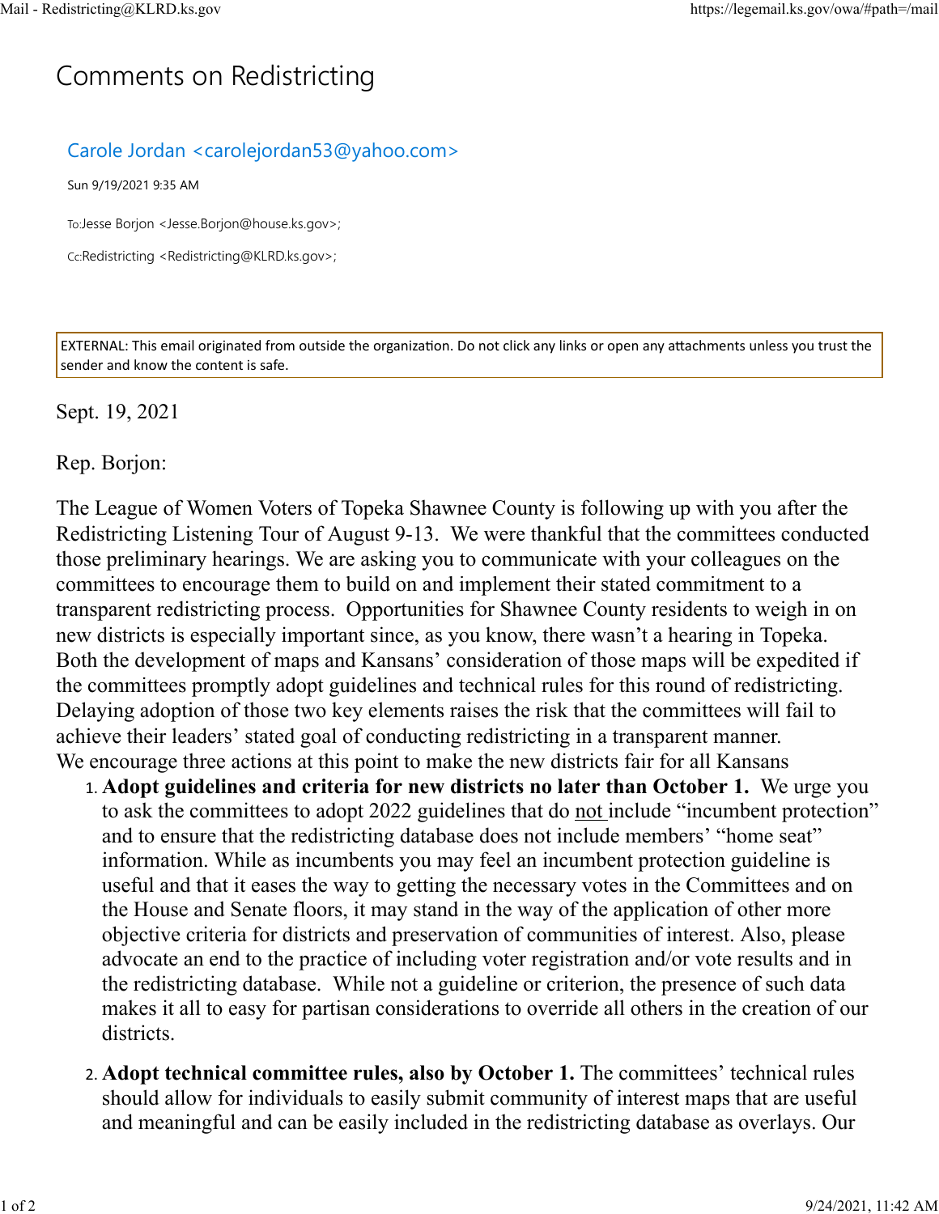# Comments on Redistricting

Carole Jordan <carolejordan53@yahoo.com>

Sun 9/19/2021 9:35 AM

To: Jesse Borjon <Jesse.Borjon@house.ks.gov>;

Cc: Redistricting <Redistricting@KLRD.ks.gov>;

EXTERNAL: This email originated from outside the organization. Do not click any links or open any attachments unless you trust the sender and know the content is safe.

Sept. 19, 2021

Rep. Borjon:

The League of Women Voters of Topeka Shawnee County is following up with you after the Redistricting Listening Tour of August 9-13. We were thankful that the committees conducted those preliminary hearings. We are asking you to communicate with your colleagues on the committees to encourage them to build on and implement their stated commitment to a transparent redistricting process. Opportunities for Shawnee County residents to weigh in on new districts is especially important since, as you know, there wasn't a hearing in Topeka. Both the development of maps and Kansans' consideration of those maps will be expedited if the committees promptly adopt guidelines and technical rules for this round of redistricting. Delaying adoption of those two key elements raises the risk that the committees will fail to achieve their leaders' stated goal of conducting redistricting in a transparent manner. We encourage three actions at this point to make the new districts fair for all Kansans

1. **Adopt guidelines and criteria for new districts no later than October 1.** We urge you to ask the committees to adopt 2022 guidelines that do not include "incumbent protection" and to ensure that the redistricting database does not include members' "home seat" information. While as incumbents you may feel an incumbent protection guideline is useful and that it eases the way to getting the necessary votes in the Committees and on the House and Senate floors, it may stand in the way of the application of other more objective criteria for districts and preservation of communities of interest. Also, please advocate an end to the practice of including voter registration and/or vote results and in the redistricting database. While not a guideline or criterion, the presence of such data makes it all to easy for partisan considerations to override all others in the creation of our districts.

2. **Adopt technical committee rules, also by October 1.** The committees' technical rules should allow for individuals to easily submit community of interest maps that are useful and meaningful and can be easily included in the redistricting database as overlays. Our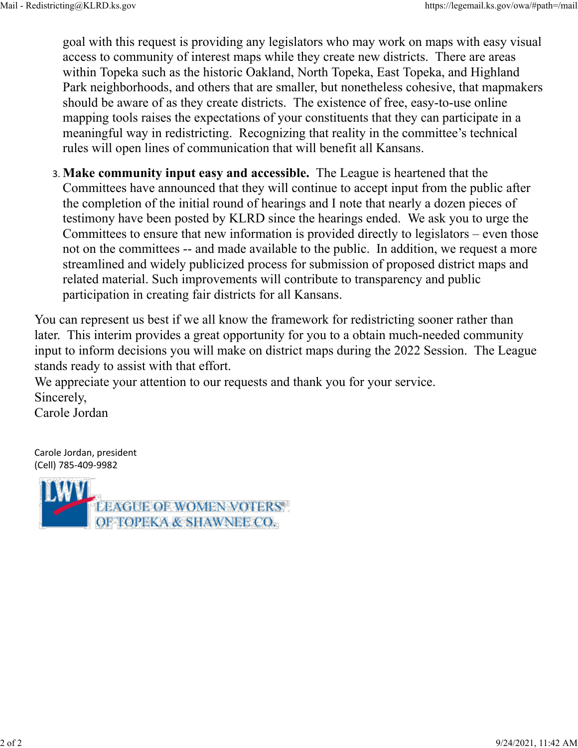goal with this request is providing any legislators who may work on maps with easy visual access to community of interest maps while they create new districts. There are areas within Topeka such as the historic Oakland, North Topeka, East Topeka, and Highland Park neighborhoods, and others that are smaller, but nonetheless cohesive, that mapmakers should be aware of as they create districts. The existence of free, easy-to-use online mapping tools raises the expectations of your constituents that they can participate in a meaningful way in redistricting. Recognizing that reality in the committee's technical rules will open lines of communication that will benefit all Kansans.

3. **Make community input easy and accessible.** The League is heartened that the Committees have announced that they will continue to accept input from the public after the completion of the initial round of hearings and I note that nearly a dozen pieces of testimony have been posted by KLRD since the hearings ended. We ask you to urge the Committees to ensure that new information is provided directly to legislators – even those not on the committees -- and made available to the public. In addition, we request a more streamlined and widely publicized process for submission of proposed district maps and related material. Such improvements will contribute to transparency and public participation in creating fair districts for all Kansans.

You can represent us best if we all know the framework for redistricting sooner rather than later. This interim provides a great opportunity for you to a obtain much-needed community input to inform decisions you will make on district maps during the 2022 Session. The League stands ready to assist with that effort.

We appreciate your attention to our requests and thank you for your service.

Sincerely,

Carole Jordan

Carole Jordan, president

(Cell) 785-409-9982

LWV LEAGUE OF WOMEN VOTERS® OF TOPEKA & SHAWNEE CO.